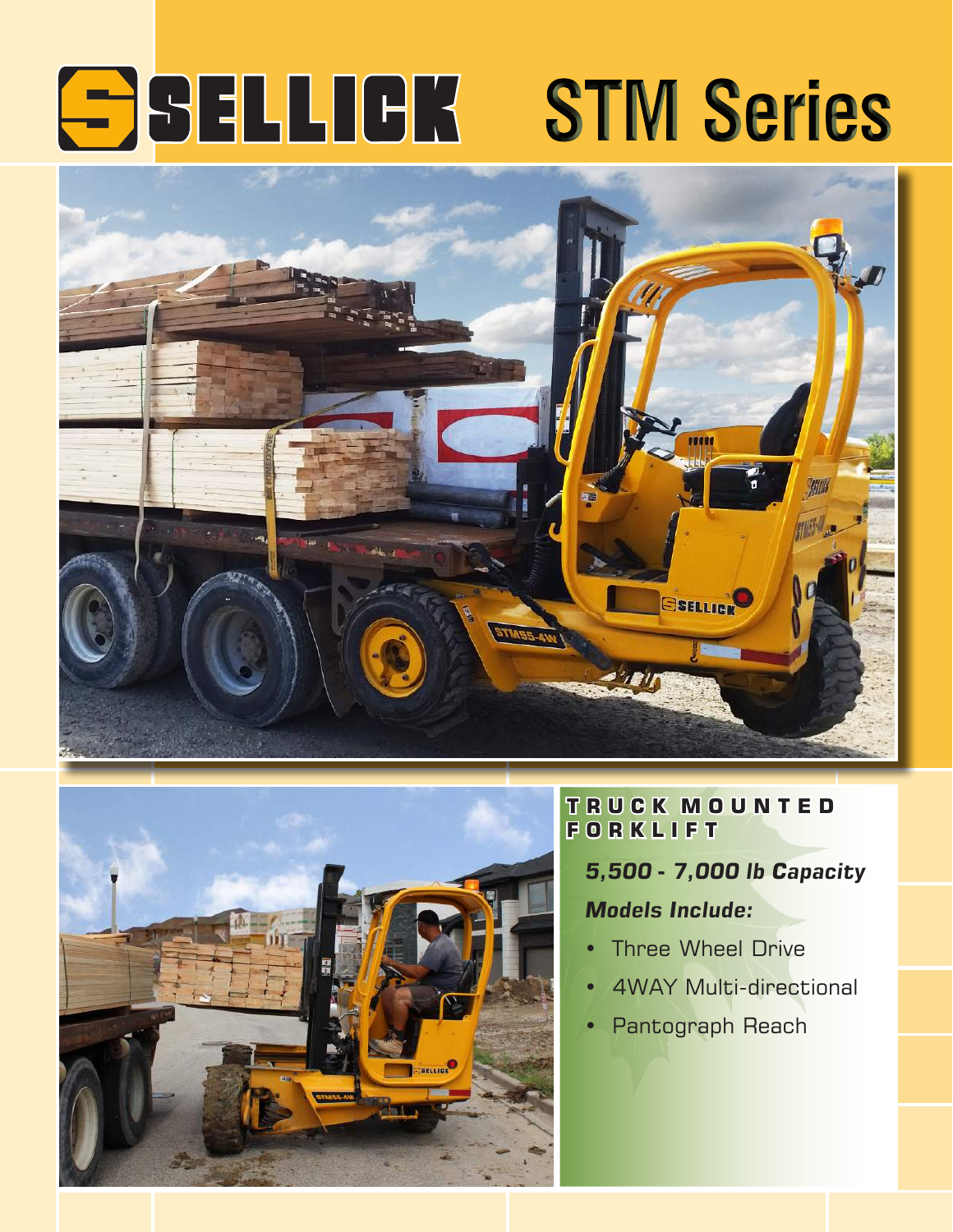# SELLICK STM Series

## TRUCK MOUNTED FORKLIFT

***5,500 - 7,000 lb Capacity***

***Models Include:***

- Three Wheel Drive
- 4WAY Multi-directional
- Pantograph Reach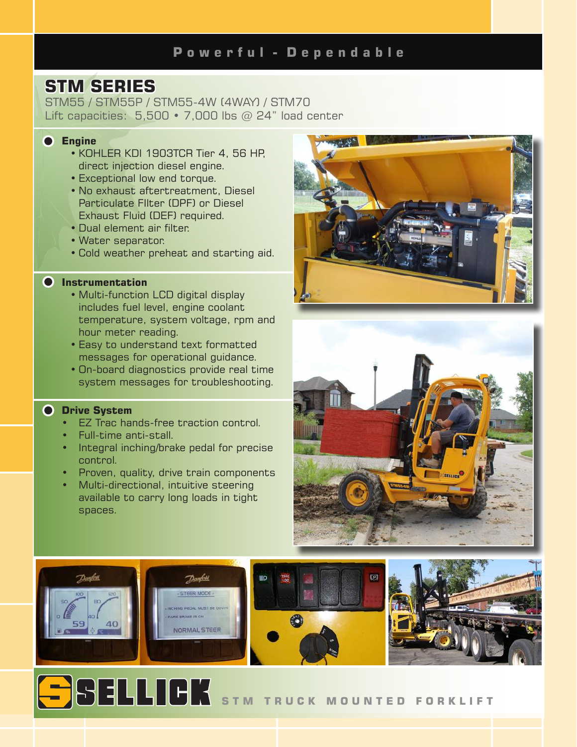Powerful - Dependable

## STM SERIES

STM55 / STM55P / STM55-4W (4WAY) / STM70

Lift capacities: 5,500 • 7,000 lbs @ 24" load center

### Engine

- KOHLER KDI 1903TCR Tier 4, 56 HP, direct injection diesel engine.
- Exceptional low end torque.
- No exhaust aftertreatment, Diesel Particulate FIlter (DPF) or Diesel Exhaust Fluid (DEF) required.
- Dual element air filter.
- Water separator.
- Cold weather preheat and starting aid.

### Instrumentation

- Multi-function LCD digital display includes fuel level, engine coolant temperature, system voltage, rpm and hour meter reading.
- Easy to understand text formatted messages for operational guidance.
- On-board diagnostics provide real time system messages for troubleshooting.

### Drive System

- EZ Trac hands-free traction control.
- Full-time anti-stall.
- Integral inching/brake pedal for precise control.
- Proven, quality, drive train components
- Multi-directional, intuitive steering available to carry long loads in tight spaces.

SELLICK STM TRUCK MOUNTED FORKLIFT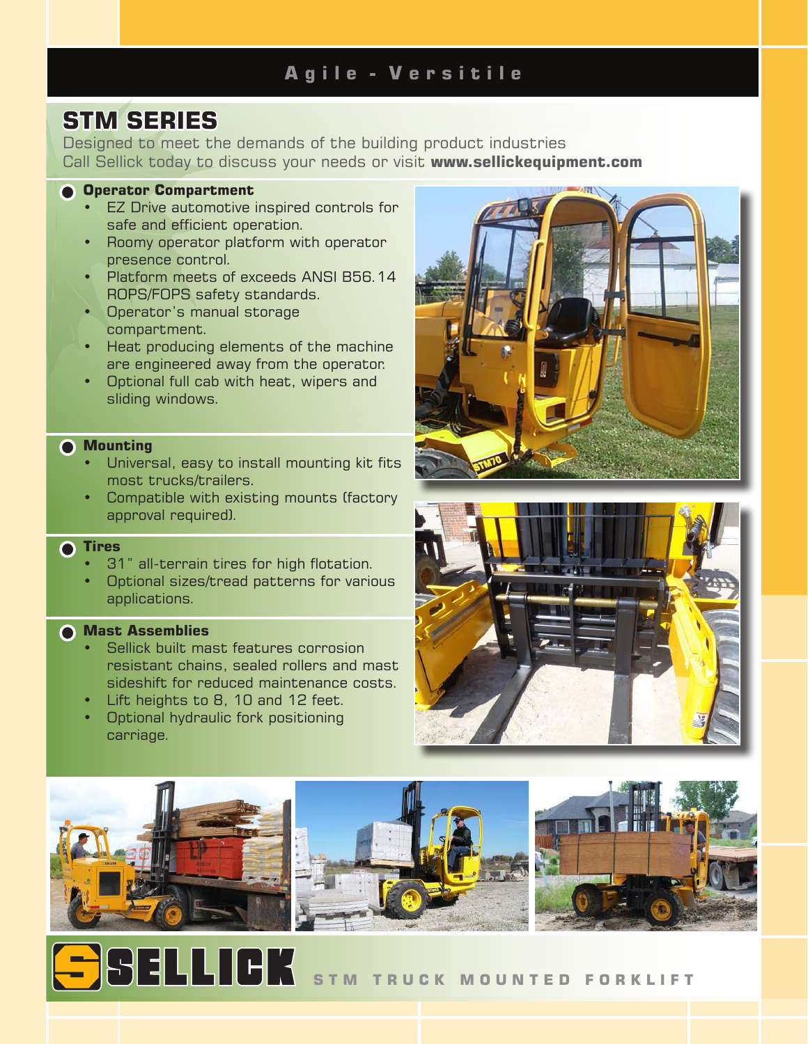**A g i l e - V e r s i t i l e**

# STM SERIES

Designed to meet the demands of the building product industries
Call Sellick today to discuss your needs or visit **www.sellickequipment.com**

### Operator Compartment

- EZ Drive automotive inspired controls for safe and efficient operation.
- Roomy operator platform with operator presence control.
- Platform meets of exceeds ANSI B56.14 ROPS/FOPS safety standards.
- Operator's manual storage compartment.
- Heat producing elements of the machine are engineered away from the operator.
- Optional full cab with heat, wipers and sliding windows.

### Mounting

- Universal, easy to install mounting kit fits most trucks/trailers.
- Compatible with existing mounts (factory approval required).

### Tires

- 31" all-terrain tires for high flotation.
- Optional sizes/tread patterns for various applications.

### Mast Assemblies

- Sellick built mast features corrosion resistant chains, sealed rollers and mast sideshift for reduced maintenance costs.
- Lift heights to 8, 10 and 12 feet.
- Optional hydraulic fork positioning carriage.

**SELLICK** S T M T R U C K M O U N T E D F O R K L I F T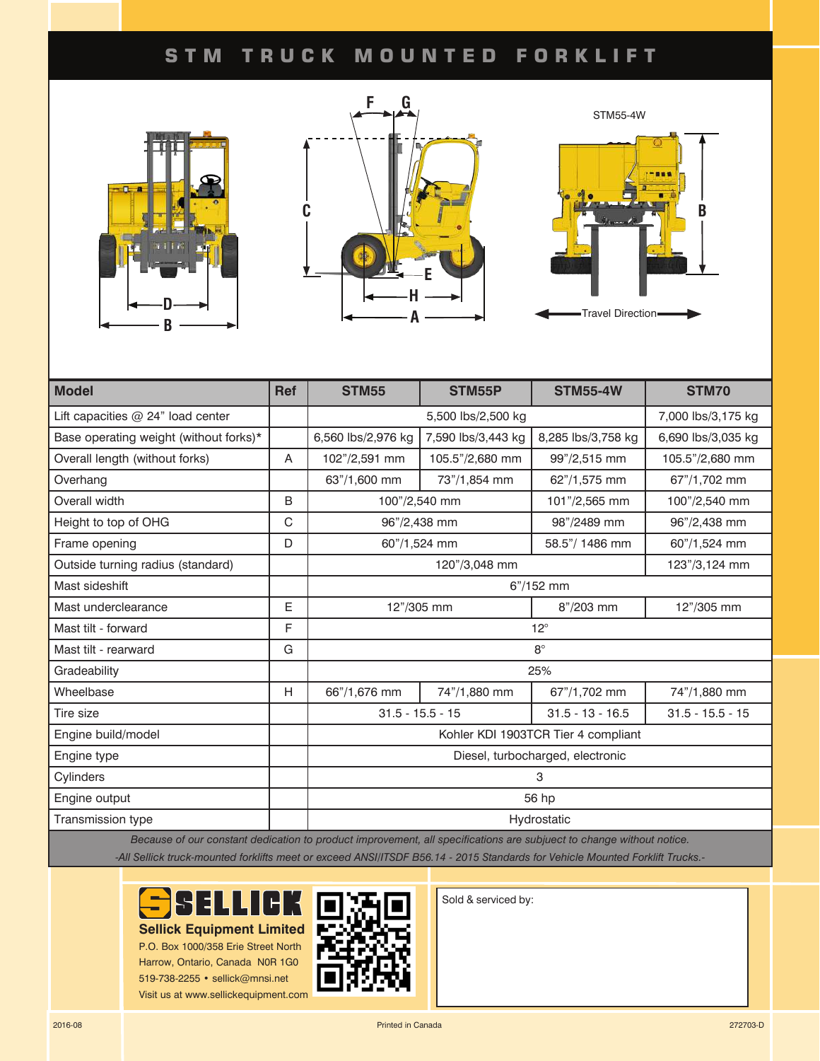# STM TRUCK MOUNTED FORKLIFT

STM55-4W

Travel Direction

| Model | Ref | STM55 | STM55P | STM55-4W | STM70 |
|---|---|---|---|---|---|
| Lift capacities @ 24" load center | | 5,500 lbs/2,500 kg | | | 7,000 lbs/3,175 kg |
| Base operating weight (without forks)* | | 6,560 lbs/2,976 kg | 7,590 lbs/3,443 kg | 8,285 lbs/3,758 kg | 6,690 lbs/3,035 kg |
| Overall length (without forks) | A | 102"/2,591 mm | 105.5"/2,680 mm | 99"/2,515 mm | 105.5"/2,680 mm |
| Overhang | | 63"/1,600 mm | 73"/1,854 mm | 62"/1,575 mm | 67"/1,702 mm |
| Overall width | B | 100"/2,540 mm | | 101"/2,565 mm | 100"/2,540 mm |
| Height to top of OHG | C | 96"/2,438 mm | | 98"/2489 mm | 96"/2,438 mm |
| Frame opening | D | 60"/1,524 mm | | 58.5"/ 1486 mm | 60"/1,524 mm |
| Outside turning radius (standard) | | 120"/3,048 mm | | | 123"/3,124 mm |
| Mast sideshift | | 6"/152 mm | | | |
| Mast underclearance | E | 12"/305 mm | | 8"/203 mm | 12"/305 mm |
| Mast tilt - forward | F | 12° | | | |
| Mast tilt - rearward | G | 8° | | | |
| Gradeability | | 25% | | | |
| Wheelbase | H | 66"/1,676 mm | 74"/1,880 mm | 67"/1,702 mm | 74"/1,880 mm |
| Tire size | | 31.5 - 15.5 - 15 | | 31.5 - 13 - 16.5 | 31.5 - 15.5 - 15 |
| Engine build/model | | Kohler KDI 1903TCR Tier 4 compliant | | | |
| Engine type | | Diesel, turbocharged, electronic | | | |
| Cylinders | | 3 | | | |
| Engine output | | 56 hp | | | |
| Transmission type | | Hydrostatic | | | |

*Because of our constant dedication to product improvement, all specifications are subjuect to change without notice.*

*-All Sellick truck-mounted forklifts meet or exceed ANSI/ITSDF B56.14 - 2015 Standards for Vehicle Mounted Forklift Trucks.-*

**SELLICK**

**Sellick Equipment Limited**
P.O. Box 1000/358 Erie Street North
Harrow, Ontario, Canada N0R 1G0
519-738-2255 • sellick@mnsi.net
Visit us at www.sellickequipment.com

Sold & serviced by:

2016-08

Printed in Canada

272703-D